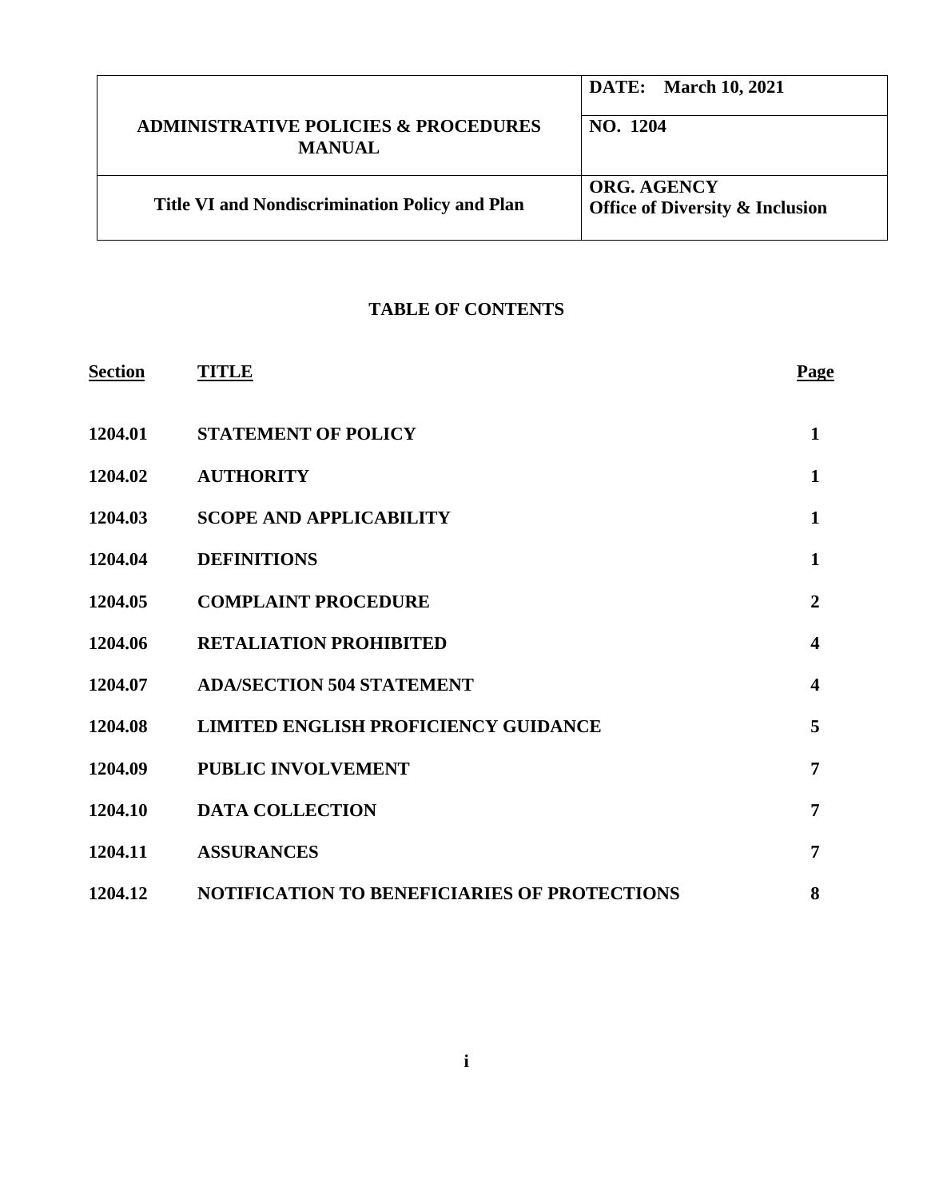| ADMINISTRATIVE POLICIES & PROCEDURES MANUAL | DATE: March 10, 2021 |
| --- | --- |
| | NO. 1204 |
| Title VI and Nondiscrimination Policy and Plan | ORG. AGENCY Office of Diversity & Inclusion |

## TABLE OF CONTENTS

| Section | TITLE | Page |
| --- | --- | --- |
| 1204.01 | STATEMENT OF POLICY | 1 |
| 1204.02 | AUTHORITY | 1 |
| 1204.03 | SCOPE AND APPLICABILITY | 1 |
| 1204.04 | DEFINITIONS | 1 |
| 1204.05 | COMPLAINT PROCEDURE | 2 |
| 1204.06 | RETALIATION PROHIBITED | 4 |
| 1204.07 | ADA/SECTION 504 STATEMENT | 4 |
| 1204.08 | LIMITED ENGLISH PROFICIENCY GUIDANCE | 5 |
| 1204.09 | PUBLIC INVOLVEMENT | 7 |
| 1204.10 | DATA COLLECTION | 7 |
| 1204.11 | ASSURANCES | 7 |
| 1204.12 | NOTIFICATION TO BENEFICIARIES OF PROTECTIONS | 8 |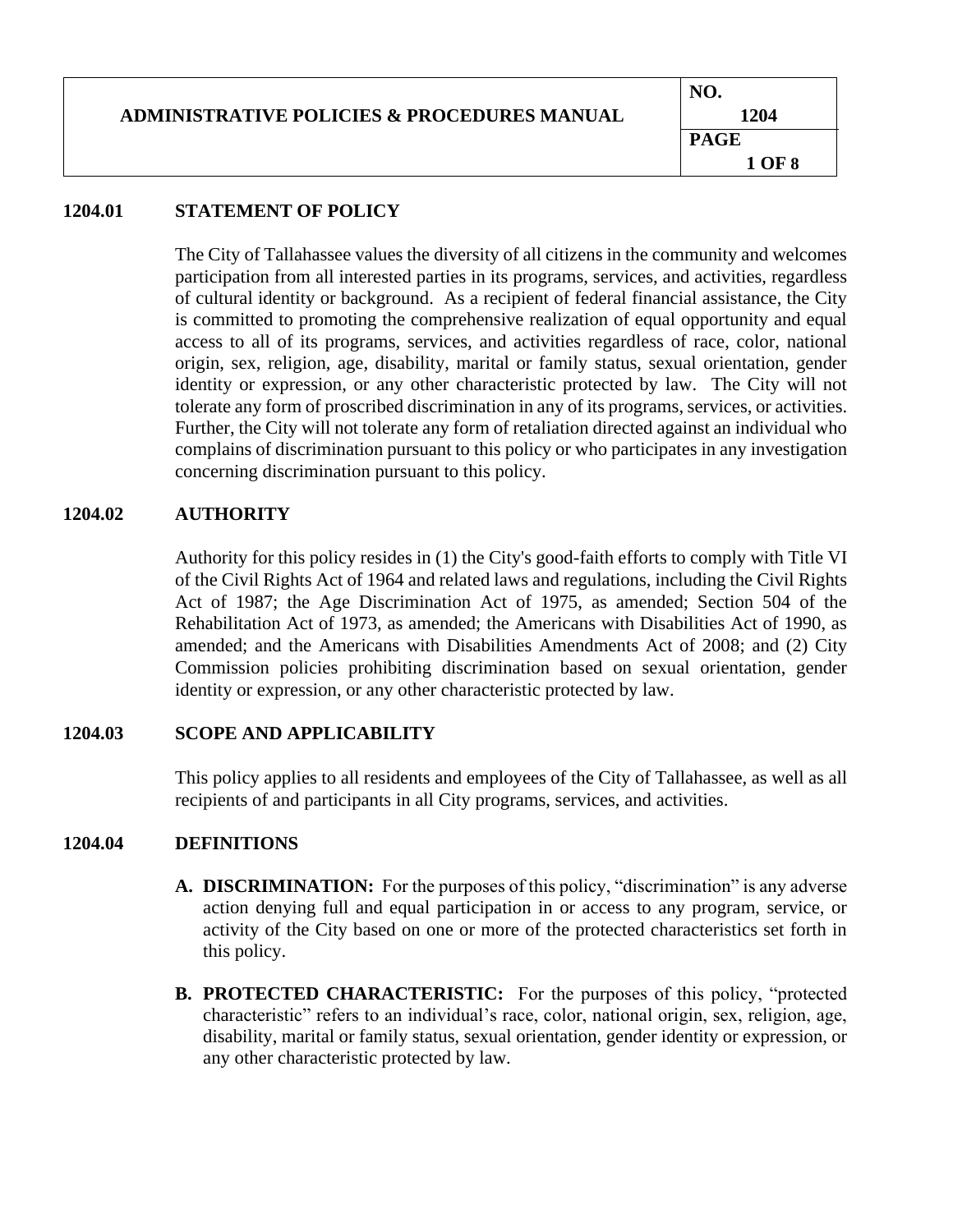## 1204.01 STATEMENT OF POLICY

The City of Tallahassee values the diversity of all citizens in the community and welcomes participation from all interested parties in its programs, services, and activities, regardless of cultural identity or background. As a recipient of federal financial assistance, the City is committed to promoting the comprehensive realization of equal opportunity and equal access to all of its programs, services, and activities regardless of race, color, national origin, sex, religion, age, disability, marital or family status, sexual orientation, gender identity or expression, or any other characteristic protected by law. The City will not tolerate any form of proscribed discrimination in any of its programs, services, or activities. Further, the City will not tolerate any form of retaliation directed against an individual who complains of discrimination pursuant to this policy or who participates in any investigation concerning discrimination pursuant to this policy.

## 1204.02 AUTHORITY

Authority for this policy resides in (1) the City's good-faith efforts to comply with Title VI of the Civil Rights Act of 1964 and related laws and regulations, including the Civil Rights Act of 1987; the Age Discrimination Act of 1975, as amended; Section 504 of the Rehabilitation Act of 1973, as amended; the Americans with Disabilities Act of 1990, as amended; and the Americans with Disabilities Amendments Act of 2008; and (2) City Commission policies prohibiting discrimination based on sexual orientation, gender identity or expression, or any other characteristic protected by law.

## 1204.03 SCOPE AND APPLICABILITY

This policy applies to all residents and employees of the City of Tallahassee, as well as all recipients of and participants in all City programs, services, and activities.

## 1204.04 DEFINITIONS

**A. DISCRIMINATION:** For the purposes of this policy, "discrimination" is any adverse action denying full and equal participation in or access to any program, service, or activity of the City based on one or more of the protected characteristics set forth in this policy.

**B. PROTECTED CHARACTERISTIC:** For the purposes of this policy, "protected characteristic" refers to an individual's race, color, national origin, sex, religion, age, disability, marital or family status, sexual orientation, gender identity or expression, or any other characteristic protected by law.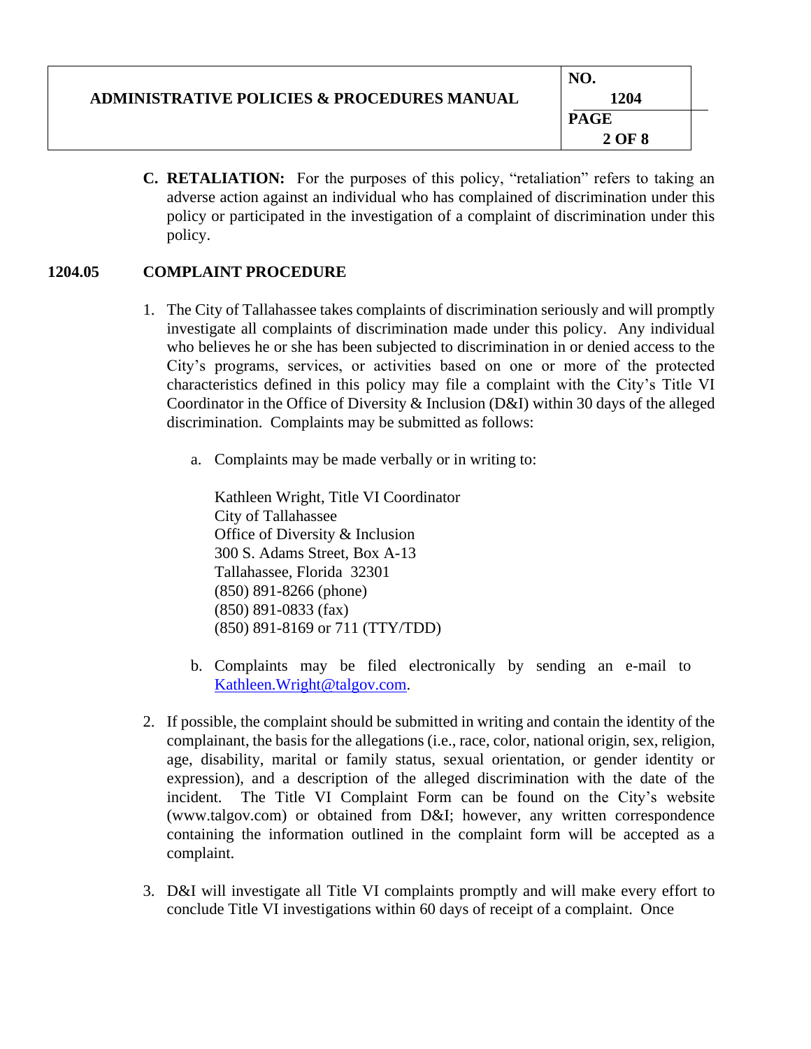**C. RETALIATION:** For the purposes of this policy, "retaliation" refers to taking an adverse action against an individual who has complained of discrimination under this policy or participated in the investigation of a complaint of discrimination under this policy.

## 1204.05 COMPLAINT PROCEDURE

1. The City of Tallahassee takes complaints of discrimination seriously and will promptly investigate all complaints of discrimination made under this policy. Any individual who believes he or she has been subjected to discrimination in or denied access to the City's programs, services, or activities based on one or more of the protected characteristics defined in this policy may file a complaint with the City's Title VI Coordinator in the Office of Diversity & Inclusion (D&I) within 30 days of the alleged discrimination. Complaints may be submitted as follows:

    a. Complaints may be made verbally or in writing to:

       Kathleen Wright, Title VI Coordinator
       City of Tallahassee
       Office of Diversity & Inclusion
       300 S. Adams Street, Box A-13
       Tallahassee, Florida 32301
       (850) 891-8266 (phone)
       (850) 891-0833 (fax)
       (850) 891-8169 or 711 (TTY/TDD)

    b. Complaints may be filed electronically by sending an e-mail to Kathleen.Wright@talgov.com.

2. If possible, the complaint should be submitted in writing and contain the identity of the complainant, the basis for the allegations (i.e., race, color, national origin, sex, religion, age, disability, marital or family status, sexual orientation, or gender identity or expression), and a description of the alleged discrimination with the date of the incident. The Title VI Complaint Form can be found on the City's website (www.talgov.com) or obtained from D&I; however, any written correspondence containing the information outlined in the complaint form will be accepted as a complaint.

3. D&I will investigate all Title VI complaints promptly and will make every effort to conclude Title VI investigations within 60 days of receipt of a complaint. Once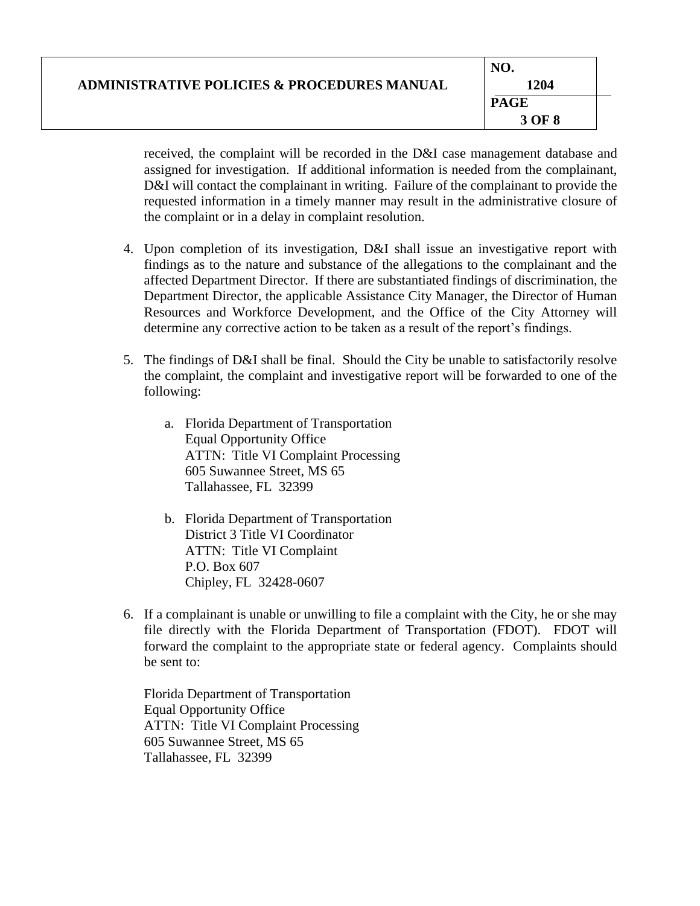received, the complaint will be recorded in the D&I case management database and assigned for investigation. If additional information is needed from the complainant, D&I will contact the complainant in writing. Failure of the complainant to provide the requested information in a timely manner may result in the administrative closure of the complaint or in a delay in complaint resolution.

4. Upon completion of its investigation, D&I shall issue an investigative report with findings as to the nature and substance of the allegations to the complainant and the affected Department Director. If there are substantiated findings of discrimination, the Department Director, the applicable Assistance City Manager, the Director of Human Resources and Workforce Development, and the Office of the City Attorney will determine any corrective action to be taken as a result of the report's findings.

5. The findings of D&I shall be final. Should the City be unable to satisfactorily resolve the complaint, the complaint and investigative report will be forwarded to one of the following:

   a. Florida Department of Transportation
      Equal Opportunity Office
      ATTN: Title VI Complaint Processing
      605 Suwannee Street, MS 65
      Tallahassee, FL 32399

   b. Florida Department of Transportation
      District 3 Title VI Coordinator
      ATTN: Title VI Complaint
      P.O. Box 607
      Chipley, FL 32428-0607

6. If a complainant is unable or unwilling to file a complaint with the City, he or she may file directly with the Florida Department of Transportation (FDOT). FDOT will forward the complaint to the appropriate state or federal agency. Complaints should be sent to:

   Florida Department of Transportation
   Equal Opportunity Office
   ATTN: Title VI Complaint Processing
   605 Suwannee Street, MS 65
   Tallahassee, FL 32399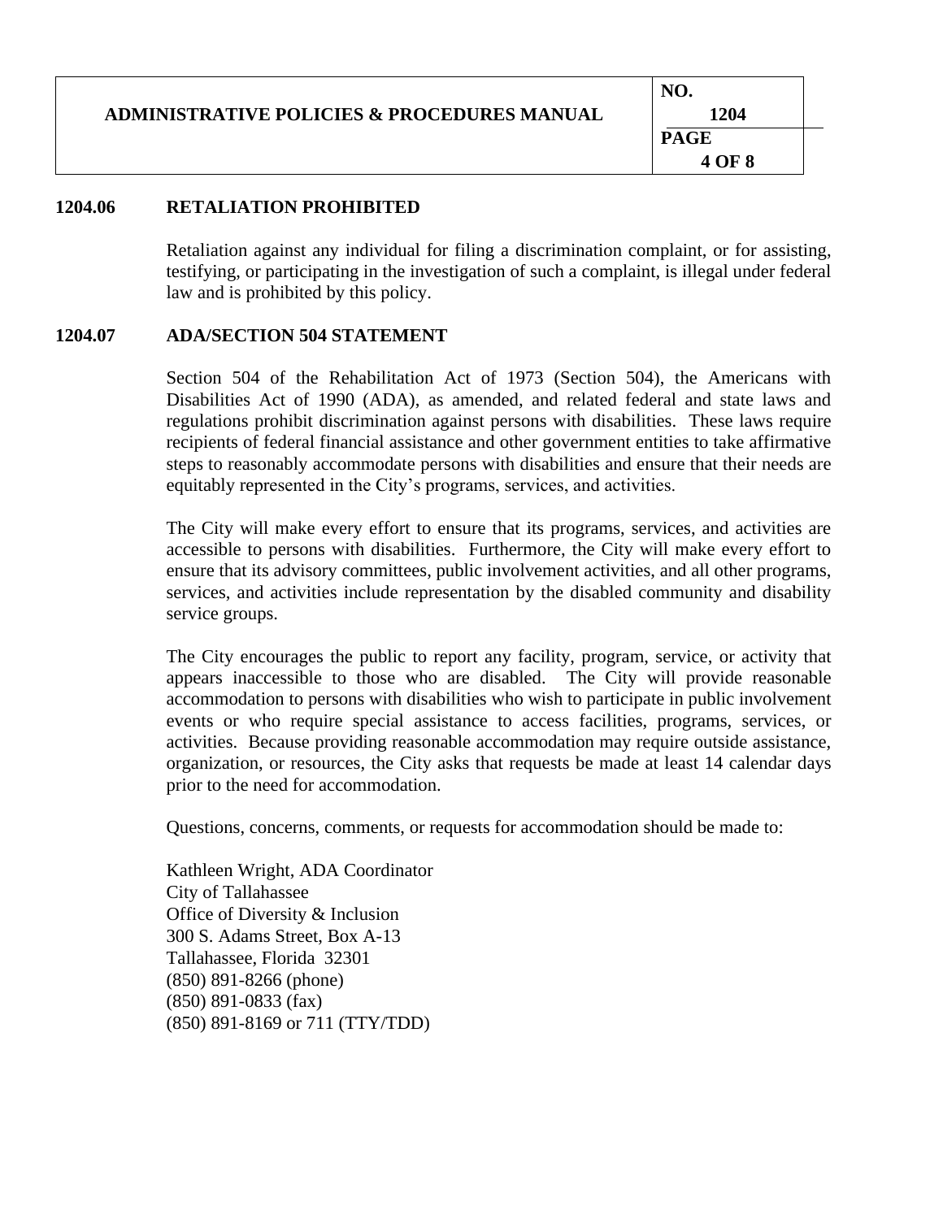## 1204.06 RETALIATION PROHIBITED

Retaliation against any individual for filing a discrimination complaint, or for assisting, testifying, or participating in the investigation of such a complaint, is illegal under federal law and is prohibited by this policy.

## 1204.07 ADA/SECTION 504 STATEMENT

Section 504 of the Rehabilitation Act of 1973 (Section 504), the Americans with Disabilities Act of 1990 (ADA), as amended, and related federal and state laws and regulations prohibit discrimination against persons with disabilities. These laws require recipients of federal financial assistance and other government entities to take affirmative steps to reasonably accommodate persons with disabilities and ensure that their needs are equitably represented in the City's programs, services, and activities.

The City will make every effort to ensure that its programs, services, and activities are accessible to persons with disabilities. Furthermore, the City will make every effort to ensure that its advisory committees, public involvement activities, and all other programs, services, and activities include representation by the disabled community and disability service groups.

The City encourages the public to report any facility, program, service, or activity that appears inaccessible to those who are disabled. The City will provide reasonable accommodation to persons with disabilities who wish to participate in public involvement events or who require special assistance to access facilities, programs, services, or activities. Because providing reasonable accommodation may require outside assistance, organization, or resources, the City asks that requests be made at least 14 calendar days prior to the need for accommodation.

Questions, concerns, comments, or requests for accommodation should be made to:

Kathleen Wright, ADA Coordinator
City of Tallahassee
Office of Diversity & Inclusion
300 S. Adams Street, Box A-13
Tallahassee, Florida 32301
(850) 891-8266 (phone)
(850) 891-0833 (fax)
(850) 891-8169 or 711 (TTY/TDD)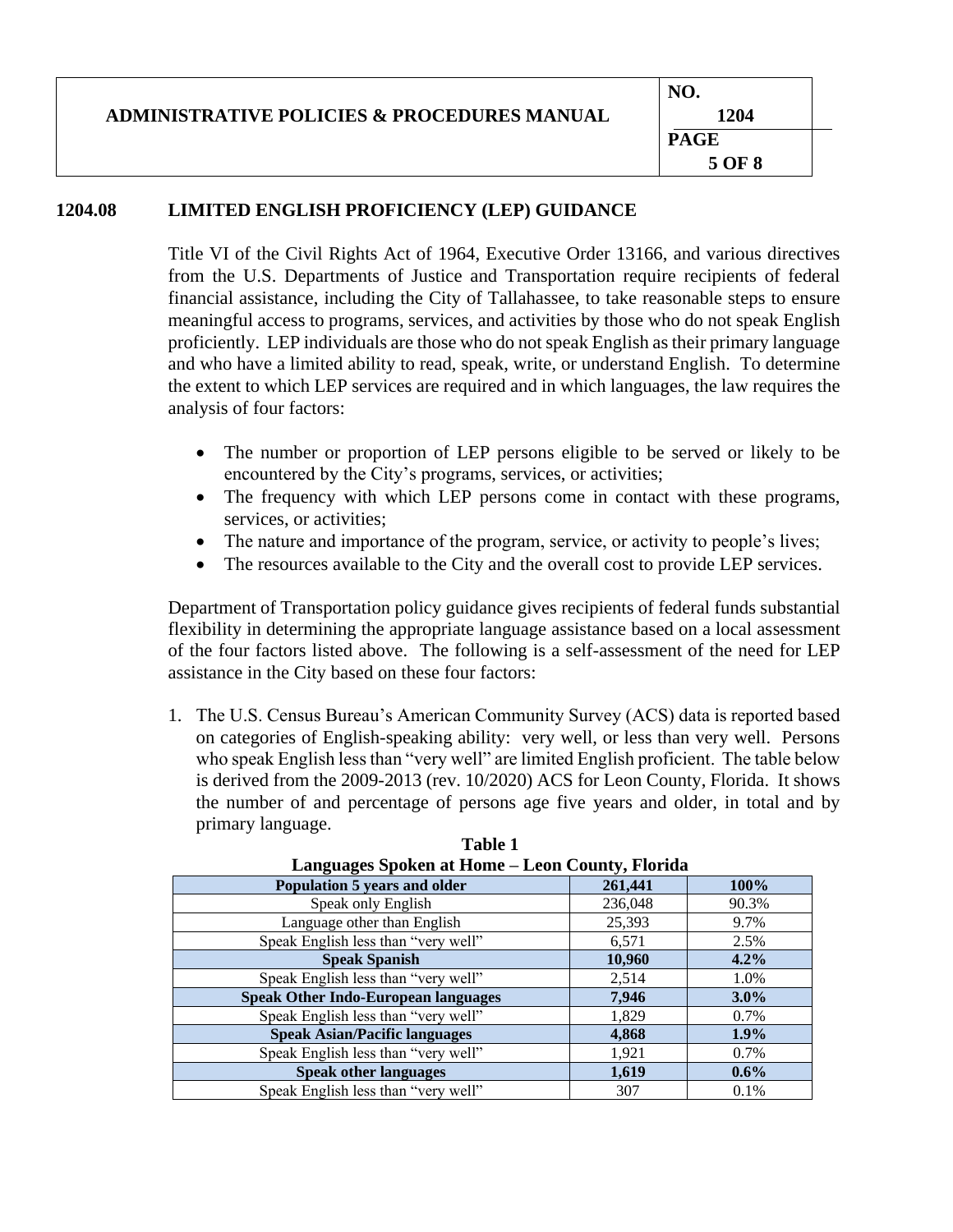## 1204.08 LIMITED ENGLISH PROFICIENCY (LEP) GUIDANCE

Title VI of the Civil Rights Act of 1964, Executive Order 13166, and various directives from the U.S. Departments of Justice and Transportation require recipients of federal financial assistance, including the City of Tallahassee, to take reasonable steps to ensure meaningful access to programs, services, and activities by those who do not speak English proficiently. LEP individuals are those who do not speak English as their primary language and who have a limited ability to read, speak, write, or understand English. To determine the extent to which LEP services are required and in which languages, the law requires the analysis of four factors:

- The number or proportion of LEP persons eligible to be served or likely to be encountered by the City's programs, services, or activities;
- The frequency with which LEP persons come in contact with these programs, services, or activities;
- The nature and importance of the program, service, or activity to people's lives;
- The resources available to the City and the overall cost to provide LEP services.

Department of Transportation policy guidance gives recipients of federal funds substantial flexibility in determining the appropriate language assistance based on a local assessment of the four factors listed above. The following is a self-assessment of the need for LEP assistance in the City based on these four factors:

1. The U.S. Census Bureau's American Community Survey (ACS) data is reported based on categories of English-speaking ability: very well, or less than very well. Persons who speak English less than "very well" are limited English proficient. The table below is derived from the 2009-2013 (rev. 10/2020) ACS for Leon County, Florida. It shows the number of and percentage of persons age five years and older, in total and by primary language.

**Table 1**
**Languages Spoken at Home – Leon County, Florida**

| **Population 5 years and older** | **261,441** | **100%** |
|---|---|---|
| Speak only English | 236,048 | 90.3% |
| Language other than English | 25,393 | 9.7% |
| Speak English less than "very well" | 6,571 | 2.5% |
| **Speak Spanish** | **10,960** | **4.2%** |
| Speak English less than "very well" | 2,514 | 1.0% |
| **Speak Other Indo-European languages** | **7,946** | **3.0%** |
| Speak English less than "very well" | 1,829 | 0.7% |
| **Speak Asian/Pacific languages** | **4,868** | **1.9%** |
| Speak English less than "very well" | 1,921 | 0.7% |
| **Speak other languages** | **1,619** | **0.6%** |
| Speak English less than "very well" | 307 | 0.1% |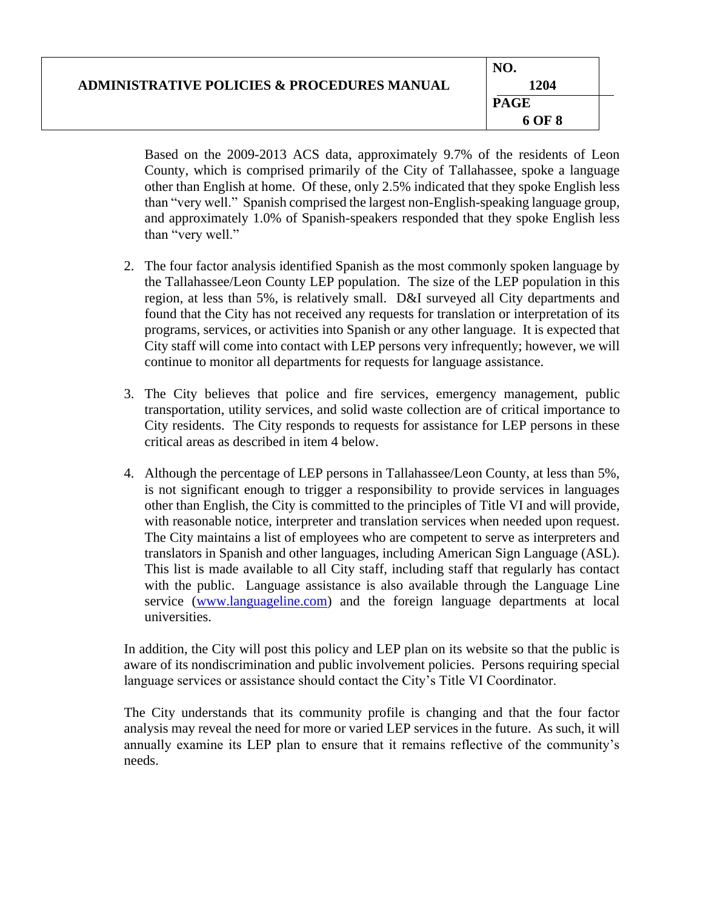Based on the 2009-2013 ACS data, approximately 9.7% of the residents of Leon County, which is comprised primarily of the City of Tallahassee, spoke a language other than English at home. Of these, only 2.5% indicated that they spoke English less than "very well." Spanish comprised the largest non-English-speaking language group, and approximately 1.0% of Spanish-speakers responded that they spoke English less than "very well."

2. The four factor analysis identified Spanish as the most commonly spoken language by the Tallahassee/Leon County LEP population. The size of the LEP population in this region, at less than 5%, is relatively small. D&I surveyed all City departments and found that the City has not received any requests for translation or interpretation of its programs, services, or activities into Spanish or any other language. It is expected that City staff will come into contact with LEP persons very infrequently; however, we will continue to monitor all departments for requests for language assistance.

3. The City believes that police and fire services, emergency management, public transportation, utility services, and solid waste collection are of critical importance to City residents. The City responds to requests for assistance for LEP persons in these critical areas as described in item 4 below.

4. Although the percentage of LEP persons in Tallahassee/Leon County, at less than 5%, is not significant enough to trigger a responsibility to provide services in languages other than English, the City is committed to the principles of Title VI and will provide, with reasonable notice, interpreter and translation services when needed upon request. The City maintains a list of employees who are competent to serve as interpreters and translators in Spanish and other languages, including American Sign Language (ASL). This list is made available to all City staff, including staff that regularly has contact with the public. Language assistance is also available through the Language Line service (www.languageline.com) and the foreign language departments at local universities.

In addition, the City will post this policy and LEP plan on its website so that the public is aware of its nondiscrimination and public involvement policies. Persons requiring special language services or assistance should contact the City's Title VI Coordinator.

The City understands that its community profile is changing and that the four factor analysis may reveal the need for more or varied LEP services in the future. As such, it will annually examine its LEP plan to ensure that it remains reflective of the community's needs.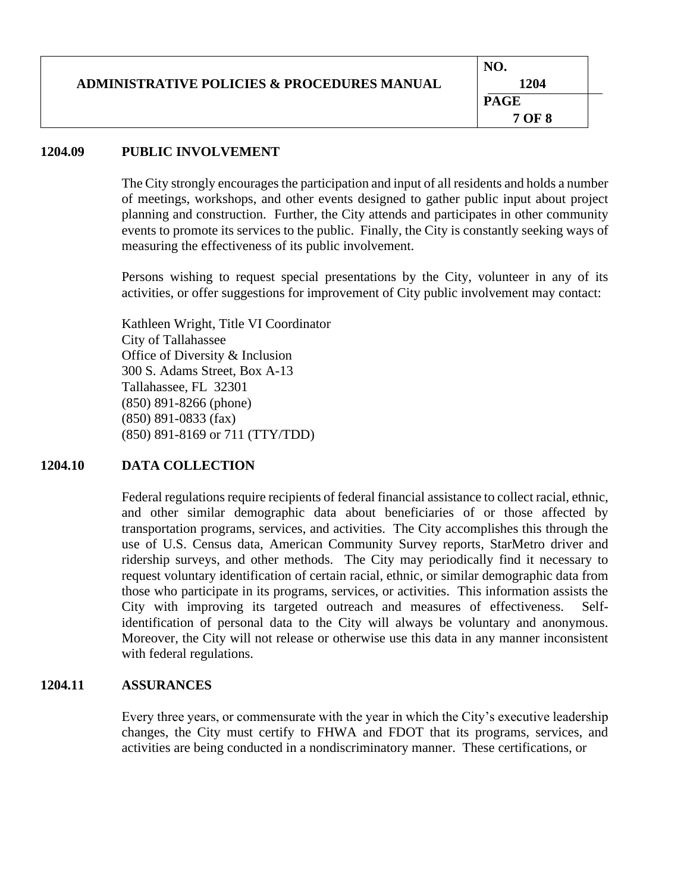## 1204.09 PUBLIC INVOLVEMENT

The City strongly encourages the participation and input of all residents and holds a number of meetings, workshops, and other events designed to gather public input about project planning and construction. Further, the City attends and participates in other community events to promote its services to the public. Finally, the City is constantly seeking ways of measuring the effectiveness of its public involvement.

Persons wishing to request special presentations by the City, volunteer in any of its activities, or offer suggestions for improvement of City public involvement may contact:

Kathleen Wright, Title VI Coordinator
City of Tallahassee
Office of Diversity & Inclusion
300 S. Adams Street, Box A-13
Tallahassee, FL 32301
(850) 891-8266 (phone)
(850) 891-0833 (fax)
(850) 891-8169 or 711 (TTY/TDD)

## 1204.10 DATA COLLECTION

Federal regulations require recipients of federal financial assistance to collect racial, ethnic, and other similar demographic data about beneficiaries of or those affected by transportation programs, services, and activities. The City accomplishes this through the use of U.S. Census data, American Community Survey reports, StarMetro driver and ridership surveys, and other methods. The City may periodically find it necessary to request voluntary identification of certain racial, ethnic, or similar demographic data from those who participate in its programs, services, or activities. This information assists the City with improving its targeted outreach and measures of effectiveness. Self-identification of personal data to the City will always be voluntary and anonymous. Moreover, the City will not release or otherwise use this data in any manner inconsistent with federal regulations.

## 1204.11 ASSURANCES

Every three years, or commensurate with the year in which the City's executive leadership changes, the City must certify to FHWA and FDOT that its programs, services, and activities are being conducted in a nondiscriminatory manner. These certifications, or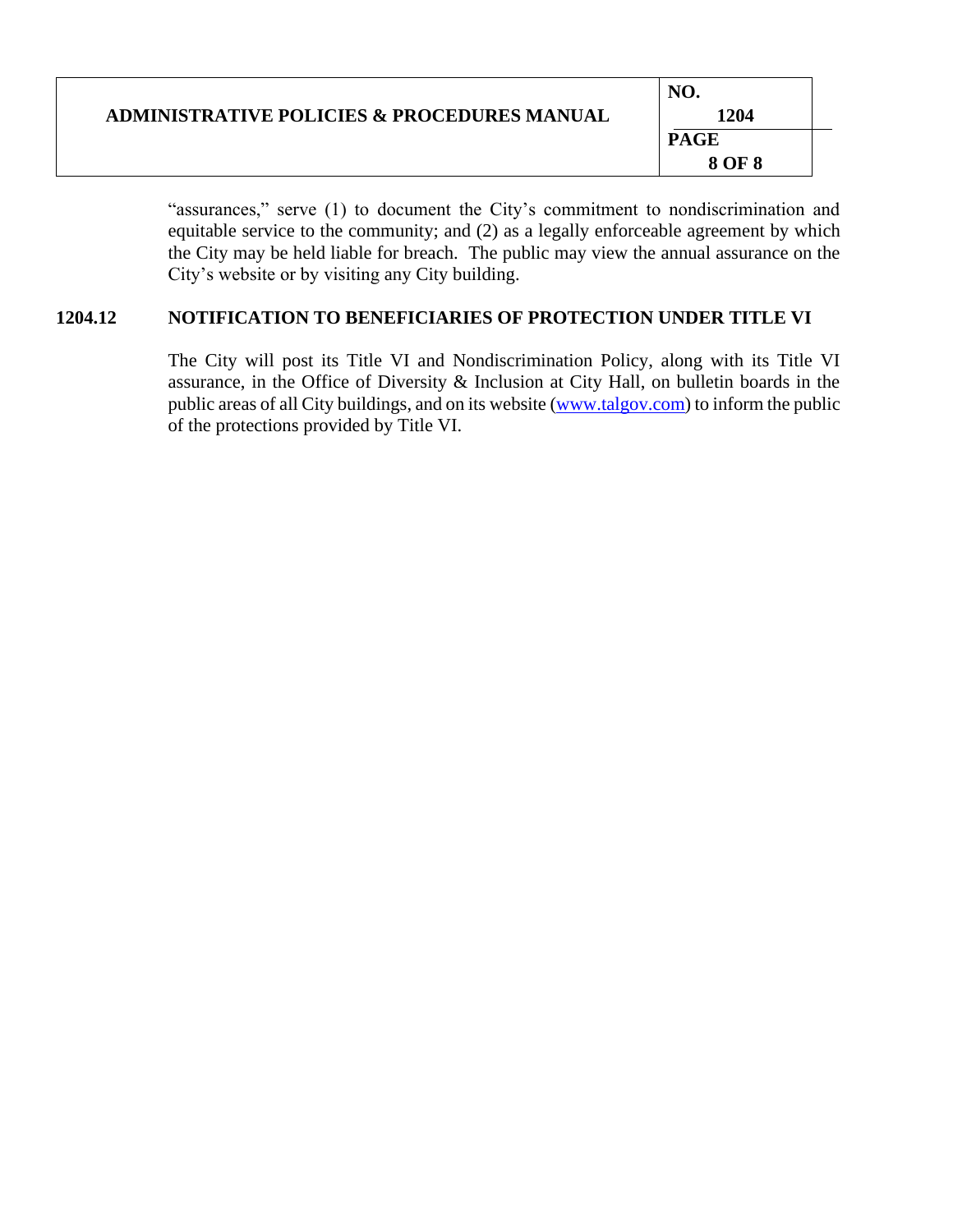"assurances," serve (1) to document the City's commitment to nondiscrimination and equitable service to the community; and (2) as a legally enforceable agreement by which the City may be held liable for breach. The public may view the annual assurance on the City's website or by visiting any City building.

## 1204.12 NOTIFICATION TO BENEFICIARIES OF PROTECTION UNDER TITLE VI

The City will post its Title VI and Nondiscrimination Policy, along with its Title VI assurance, in the Office of Diversity & Inclusion at City Hall, on bulletin boards in the public areas of all City buildings, and on its website (www.talgov.com) to inform the public of the protections provided by Title VI.